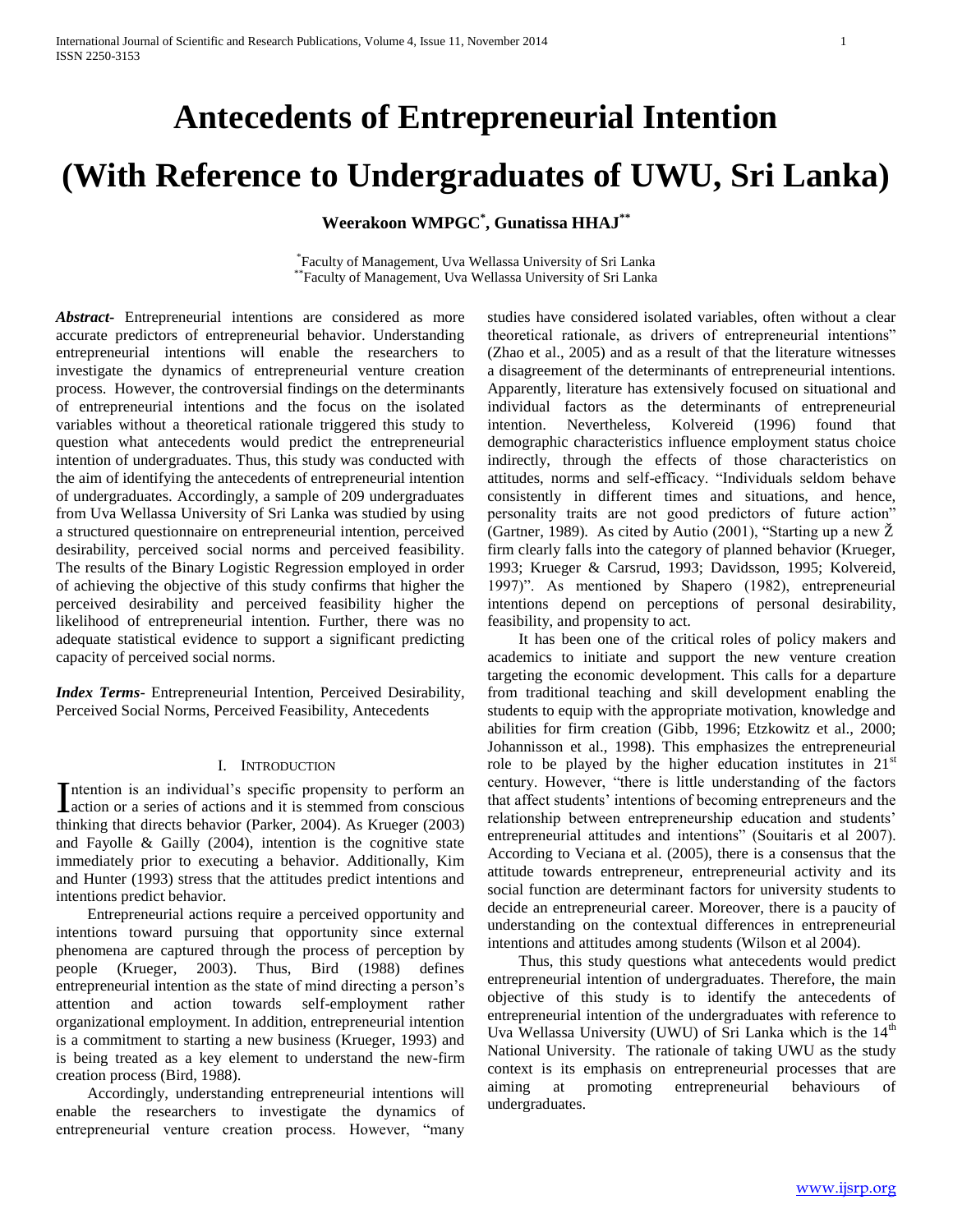# Antecedents of Entrepreneurial Intention (With Reference to Undergraduates of UWU, Sri Lanka)

**Weerakoon WMPGC[*], Gunatissa HHAJ[**]**

[*]Faculty of Management, Uva Wellassa University of Sri Lanka
[**]Faculty of Management, Uva Wellassa University of Sri Lanka

***Abstract***- Entrepreneurial intentions are considered as more accurate predictors of entrepreneurial behavior. Understanding entrepreneurial intentions will enable the researchers to investigate the dynamics of entrepreneurial venture creation process. However, the controversial findings on the determinants of entrepreneurial intentions and the focus on the isolated variables without a theoretical rationale triggered this study to question what antecedents would predict the entrepreneurial intention of undergraduates. Thus, this study was conducted with the aim of identifying the antecedents of entrepreneurial intention of undergraduates. Accordingly, a sample of 209 undergraduates from Uva Wellassa University of Sri Lanka was studied by using a structured questionnaire on entrepreneurial intention, perceived desirability, perceived social norms and perceived feasibility. The results of the Binary Logistic Regression employed in order of achieving the objective of this study confirms that higher the perceived desirability and perceived feasibility higher the likelihood of entrepreneurial intention. Further, there was no adequate statistical evidence to support a significant predicting capacity of perceived social norms.

***Index Terms***- Entrepreneurial Intention, Perceived Desirability, Perceived Social Norms, Perceived Feasibility, Antecedents

## I. Introduction

Intention is an individual's specific propensity to perform an action or a series of actions and it is stemmed from conscious thinking that directs behavior (Parker, 2004). As Krueger (2003) and Fayolle & Gailly (2004), intention is the cognitive state immediately prior to executing a behavior. Additionally, Kim and Hunter (1993) stress that the attitudes predict intentions and intentions predict behavior.

Entrepreneurial actions require a perceived opportunity and intentions toward pursuing that opportunity since external phenomena are captured through the process of perception by people (Krueger, 2003). Thus, Bird (1988) defines entrepreneurial intention as the state of mind directing a person's attention and action towards self-employment rather organizational employment. In addition, entrepreneurial intention is a commitment to starting a new business (Krueger, 1993) and is being treated as a key element to understand the new-firm creation process (Bird, 1988).

Accordingly, understanding entrepreneurial intentions will enable the researchers to investigate the dynamics of entrepreneurial venture creation process. However, "many studies have considered isolated variables, often without a clear theoretical rationale, as drivers of entrepreneurial intentions" (Zhao et al., 2005) and as a result of that the literature witnesses a disagreement of the determinants of entrepreneurial intentions. Apparently, literature has extensively focused on situational and individual factors as the determinants of entrepreneurial intention. Nevertheless, Kolvereid (1996) found that demographic characteristics influence employment status choice indirectly, through the effects of those characteristics on attitudes, norms and self-efficacy. "Individuals seldom behave consistently in different times and situations, and hence, personality traits are not good predictors of future action" (Gartner, 1989). As cited by Autio (2001), "Starting up a new Ž firm clearly falls into the category of planned behavior (Krueger, 1993; Krueger & Carsrud, 1993; Davidsson, 1995; Kolvereid, 1997)". As mentioned by Shapero (1982), entrepreneurial intentions depend on perceptions of personal desirability, feasibility, and propensity to act.

It has been one of the critical roles of policy makers and academics to initiate and support the new venture creation targeting the economic development. This calls for a departure from traditional teaching and skill development enabling the students to equip with the appropriate motivation, knowledge and abilities for firm creation (Gibb, 1996; Etzkowitz et al., 2000; Johannisson et al., 1998). This emphasizes the entrepreneurial role to be played by the higher education institutes in 21st century. However, "there is little understanding of the factors that affect students' intentions of becoming entrepreneurs and the relationship between entrepreneurship education and students' entrepreneurial attitudes and intentions" (Souitaris et al 2007). According to Veciana et al. (2005), there is a consensus that the attitude towards entrepreneur, entrepreneurial activity and its social function are determinant factors for university students to decide an entrepreneurial career. Moreover, there is a paucity of understanding on the contextual differences in entrepreneurial intentions and attitudes among students (Wilson et al 2004).

Thus, this study questions what antecedents would predict entrepreneurial intention of undergraduates. Therefore, the main objective of this study is to identify the antecedents of entrepreneurial intention of the undergraduates with reference to Uva Wellassa University (UWU) of Sri Lanka which is the 14th National University. The rationale of taking UWU as the study context is its emphasis on entrepreneurial processes that are aiming at promoting entrepreneurial behaviours of undergraduates.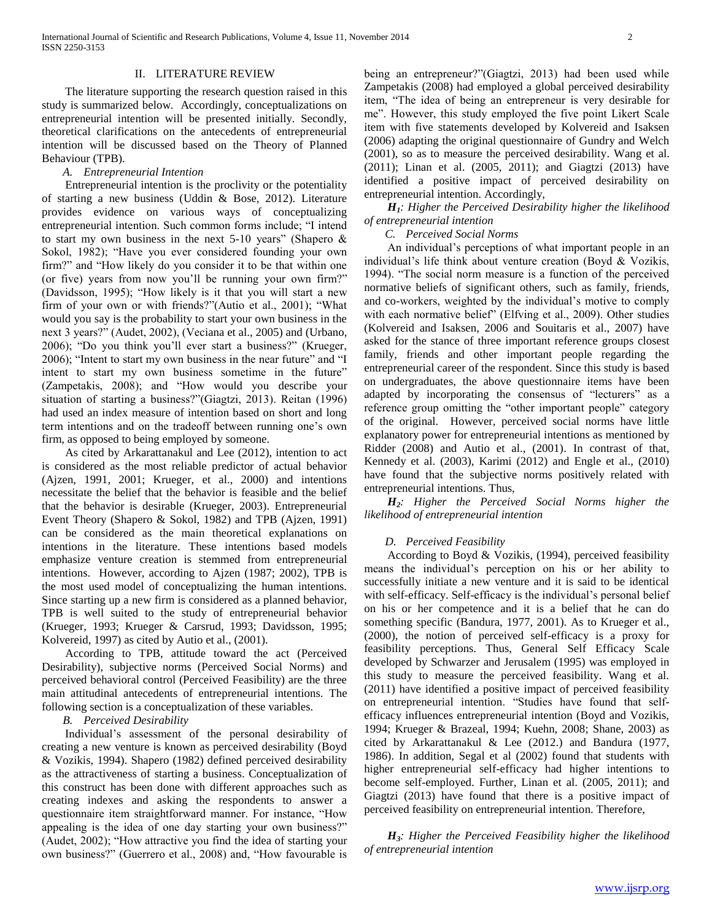## II. LITERATURE REVIEW

The literature supporting the research question raised in this study is summarized below. Accordingly, conceptualizations on entrepreneurial intention will be presented initially. Secondly, theoretical clarifications on the antecedents of entrepreneurial intention will be discussed based on the Theory of Planned Behaviour (TPB).

### *A. Entrepreneurial Intention*

Entrepreneurial intention is the proclivity or the potentiality of starting a new business (Uddin & Bose, 2012). Literature provides evidence on various ways of conceptualizing entrepreneurial intention. Such common forms include; "I intend to start my own business in the next 5-10 years" (Shapero & Sokol, 1982); "Have you ever considered founding your own firm?" and "How likely do you consider it to be that within one (or five) years from now you'll be running your own firm?" (Davidsson, 1995); "How likely is it that you will start a new firm of your own or with friends?"(Autio et al., 2001); "What would you say is the probability to start your own business in the next 3 years?" (Audet, 2002), (Veciana et al., 2005) and (Urbano, 2006); "Do you think you'll ever start a business?" (Krueger, 2006); "Intent to start my own business in the near future" and "I intent to start my own business sometime in the future" (Zampetakis, 2008); and "How would you describe your situation of starting a business?"(Giagtzi, 2013). Reitan (1996) had used an index measure of intention based on short and long term intentions and on the tradeoff between running one's own firm, as opposed to being employed by someone.

As cited by Arkarattanakul and Lee (2012), intention to act is considered as the most reliable predictor of actual behavior (Ajzen, 1991, 2001; Krueger, et al., 2000) and intentions necessitate the belief that the behavior is feasible and the belief that the behavior is desirable (Krueger, 2003). Entrepreneurial Event Theory (Shapero & Sokol, 1982) and TPB (Ajzen, 1991) can be considered as the main theoretical explanations on intentions in the literature. These intentions based models emphasize venture creation is stemmed from entrepreneurial intentions. However, according to Ajzen (1987; 2002), TPB is the most used model of conceptualizing the human intentions. Since starting up a new firm is considered as a planned behavior, TPB is well suited to the study of entrepreneurial behavior (Krueger, 1993; Krueger & Carsrud, 1993; Davidsson, 1995; Kolvereid, 1997) as cited by Autio et al., (2001).

According to TPB, attitude toward the act (Perceived Desirability), subjective norms (Perceived Social Norms) and perceived behavioral control (Perceived Feasibility) are the three main attitudinal antecedents of entrepreneurial intentions. The following section is a conceptualization of these variables.

### *B. Perceived Desirability*

Individual's assessment of the personal desirability of creating a new venture is known as perceived desirability (Boyd & Vozikis, 1994). Shapero (1982) defined perceived desirability as the attractiveness of starting a business. Conceptualization of this construct has been done with different approaches such as creating indexes and asking the respondents to answer a questionnaire item straightforward manner. For instance, "How appealing is the idea of one day starting your own business?" (Audet, 2002); "How attractive you find the idea of starting your own business?" (Guerrero et al., 2008) and, "How favourable is being an entrepreneur?"(Giagtzi, 2013) had been used while Zampetakis (2008) had employed a global perceived desirability item, "The idea of being an entrepreneur is very desirable for me". However, this study employed the five point Likert Scale item with five statements developed by Kolvereid and Isaksen (2006) adapting the original questionnaire of Gundry and Welch (2001), so as to measure the perceived desirability. Wang et al. (2011); Linan et al. (2005, 2011); and Giagtzi (2013) have identified a positive impact of perceived desirability on entrepreneurial intention. Accordingly,

***H₁**: Higher the Perceived Desirability higher the likelihood of entrepreneurial intention*

### *C. Perceived Social Norms*

An individual's perceptions of what important people in an individual's life think about venture creation (Boyd & Vozikis, 1994). "The social norm measure is a function of the perceived normative beliefs of significant others, such as family, friends, and co-workers, weighted by the individual's motive to comply with each normative belief" (Elfving et al., 2009). Other studies (Kolvereid and Isaksen, 2006 and Souitaris et al., 2007) have asked for the stance of three important reference groups closest family, friends and other important people regarding the entrepreneurial career of the respondent. Since this study is based on undergraduates, the above questionnaire items have been adapted by incorporating the consensus of "lecturers" as a reference group omitting the "other important people" category of the original. However, perceived social norms have little explanatory power for entrepreneurial intentions as mentioned by Ridder (2008) and Autio et al., (2001). In contrast of that, Kennedy et al. (2003), Karimi (2012) and Engle et al., (2010) have found that the subjective norms positively related with entrepreneurial intentions. Thus,

***H₂**: Higher the Perceived Social Norms higher the likelihood of entrepreneurial intention*

### *D. Perceived Feasibility*

According to Boyd & Vozikis, (1994), perceived feasibility means the individual's perception on his or her ability to successfully initiate a new venture and it is said to be identical with self-efficacy. Self-efficacy is the individual's personal belief on his or her competence and it is a belief that he can do something specific (Bandura, 1977, 2001). As to Krueger et al., (2000), the notion of perceived self-efficacy is a proxy for feasibility perceptions. Thus, General Self Efficacy Scale developed by Schwarzer and Jerusalem (1995) was employed in this study to measure the perceived feasibility. Wang et al. (2011) have identified a positive impact of perceived feasibility on entrepreneurial intention. "Studies have found that self-efficacy influences entrepreneurial intention (Boyd and Vozikis, 1994; Krueger & Brazeal, 1994; Kuehn, 2008; Shane, 2003) as cited by Arkarattanakul & Lee (2012.) and Bandura (1977, 1986). In addition, Segal et al (2002) found that students with higher entrepreneurial self-efficacy had higher intentions to become self-employed. Further, Linan et al. (2005, 2011); and Giagtzi (2013) have found that there is a positive impact of perceived feasibility on entrepreneurial intention. Therefore,

***H₃**: Higher the Perceived Feasibility higher the likelihood of entrepreneurial intention*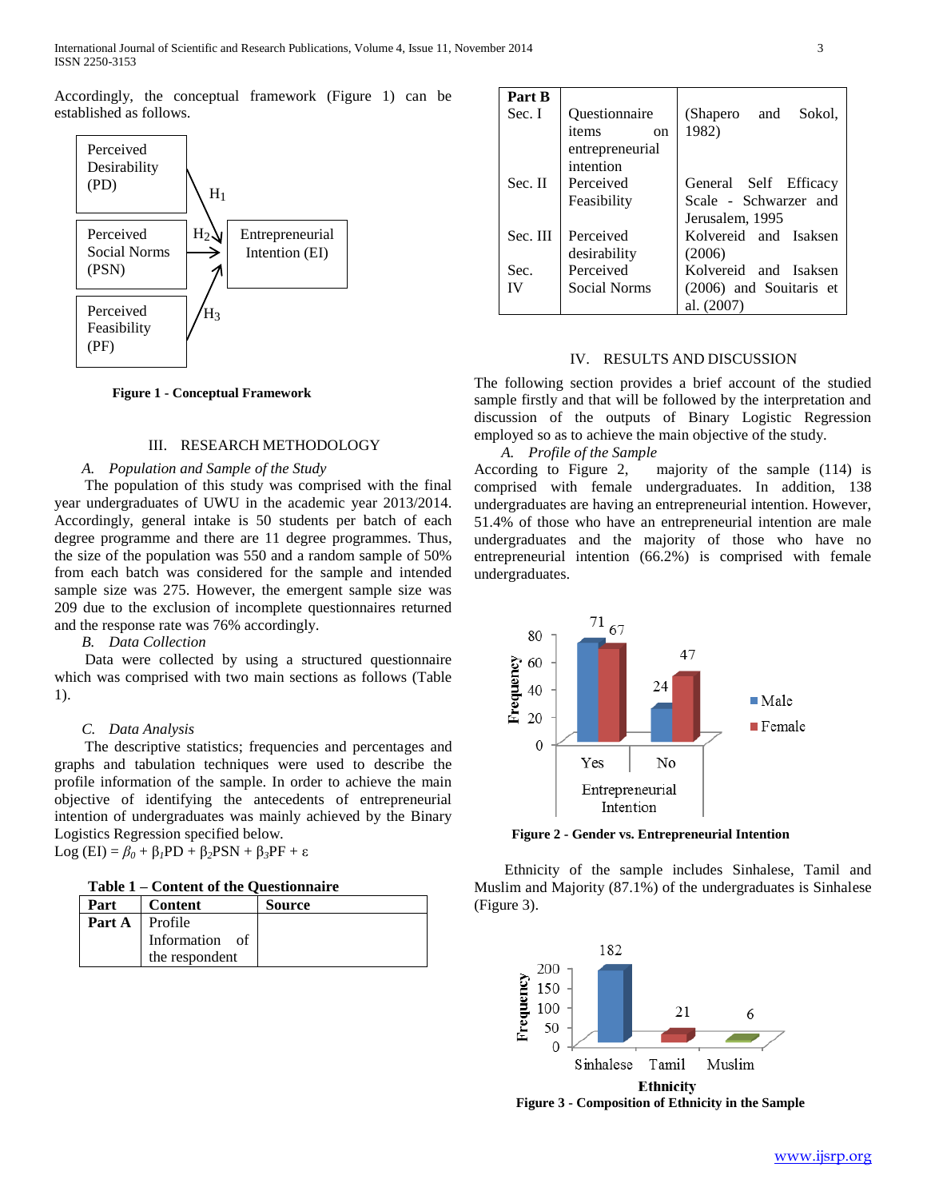Accordingly, the conceptual framework (Figure 1) can be established as follows.

**Figure 1 - Conceptual Framework**

## III. RESEARCH METHODOLOGY

### A. *Population and Sample of the Study*

The population of this study was comprised with the final year undergraduates of UWU in the academic year 2013/2014. Accordingly, general intake is 50 students per batch of each degree programme and there are 11 degree programmes. Thus, the size of the population was 550 and a random sample of 50% from each batch was considered for the sample and intended sample size was 275. However, the emergent sample size was 209 due to the exclusion of incomplete questionnaires returned and the response rate was 76% accordingly.

### B. *Data Collection*

Data were collected by using a structured questionnaire which was comprised with two main sections as follows (Table 1).

### C. *Data Analysis*

The descriptive statistics; frequencies and percentages and graphs and tabulation techniques were used to describe the profile information of the sample. In order to achieve the main objective of identifying the antecedents of entrepreneurial intention of undergraduates was mainly achieved by the Binary Logistics Regression specified below.

Log (EI) = $\beta_0 + \beta_1 PD + \beta_2 PSN + \beta_3 PF + \varepsilon$

**Table 1 – Content of the Questionnaire**

| Part | Content | Source |
|---|---|---|
| **Part A** | Profile Information of the respondent | |
| **Part B** Sec. I | Questionnaire items on entrepreneurial intention | (Shapero and Sokol, 1982) |
| Sec. II | Perceived Feasibility | General Self Efficacy Scale - Schwarzer and Jerusalem, 1995 |
| Sec. III | Perceived desirability | Kolvereid and Isaksen (2006) |
| Sec. IV | Perceived Social Norms | Kolvereid and Isaksen (2006) and Souitaris et al. (2007) |

## IV. RESULTS AND DISCUSSION

The following section provides a brief account of the studied sample firstly and that will be followed by the interpretation and discussion of the outputs of Binary Logistic Regression employed so as to achieve the main objective of the study.

### A. *Profile of the Sample*

According to Figure 2, majority of the sample (114) is comprised with female undergraduates. In addition, 138 undergraduates are having an entrepreneurial intention. However, 51.4% of those who have an entrepreneurial intention are male undergraduates and the majority of those who have no entrepreneurial intention (66.2%) is comprised with female undergraduates.

**Figure 2 - Gender vs. Entrepreneurial Intention**

Ethnicity of the sample includes Sinhalese, Tamil and Muslim and Majority (87.1%) of the undergraduates is Sinhalese (Figure 3).

**Figure 3 - Composition of Ethnicity in the Sample**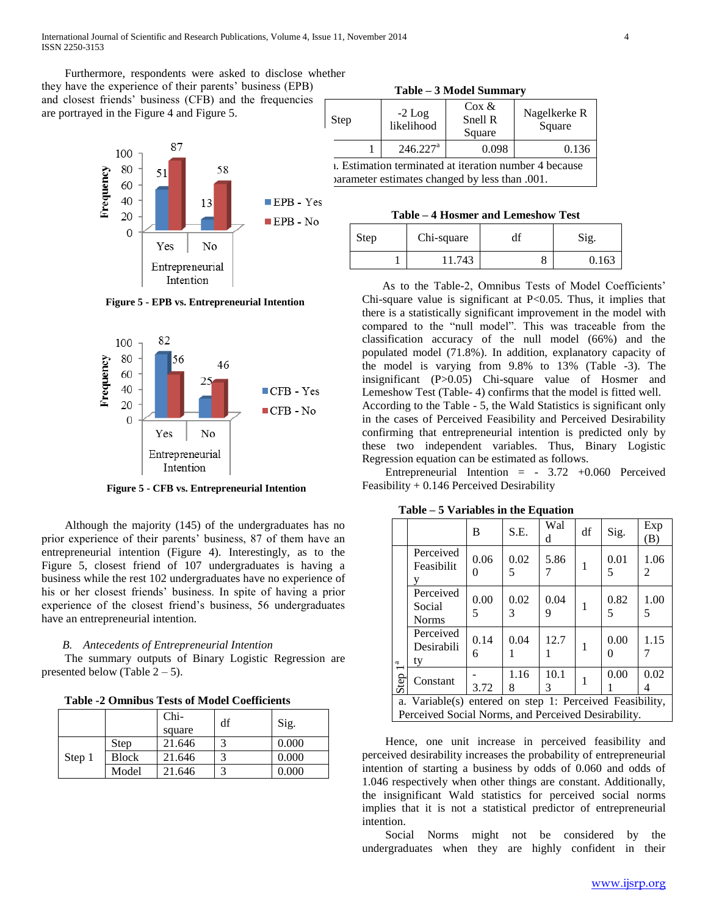Furthermore, respondents were asked to disclose whether they have the experience of their parents' business (EPB) and closest friends' business (CFB) and the frequencies are portrayed in the Figure 4 and Figure 5.

Figure 5 - EPB vs. Entrepreneurial Intention

Figure 5 - CFB vs. Entrepreneurial Intention

Although the majority (145) of the undergraduates has no prior experience of their parents' business, 87 of them have an entrepreneurial intention (Figure 4). Interestingly, as to the Figure 5, closest friend of 107 undergraduates is having a business while the rest 102 undergraduates have no experience of his or her closest friends' business. In spite of having a prior experience of the closest friend's business, 56 undergraduates have an entrepreneurial intention.

### *B. Antecedents of Entrepreneurial Intention*

The summary outputs of Binary Logistic Regression are presented below (Table 2 – 5).

**Table -2 Omnibus Tests of Model Coefficients**

| | | Chi-square | df | Sig. |
|---|---|---|---|---|
| Step 1 | Step | 21.646 | 3 | 0.000 |
| | Block | 21.646 | 3 | 0.000 |
| | Model | 21.646 | 3 | 0.000 |

**Table – 3 Model Summary**

| Step | -2 Log likelihood | Cox & Snell R Square | Nagelkerke R Square |
|---|---|---|---|
| 1 | 246.227[a] | 0.098 | 0.136 |

a. Estimation terminated at iteration number 4 because parameter estimates changed by less than .001.

**Table – 4 Hosmer and Lemeshow Test**

| Step | Chi-square | df | Sig. |
|---|---|---|---|
| 1 | 11.743 | 8 | 0.163 |

As to the Table-2, Omnibus Tests of Model Coefficients' Chi-square value is significant at P<0.05. Thus, it implies that there is a statistically significant improvement in the model with compared to the "null model". This was traceable from the classification accuracy of the null model (66%) and the populated model (71.8%). In addition, explanatory capacity of the model is varying from 9.8% to 13% (Table -3). The insignificant (P>0.05) Chi-square value of Hosmer and Lemeshow Test (Table- 4) confirms that the model is fitted well. According to the Table - 5, the Wald Statistics is significant only in the cases of Perceived Feasibility and Perceived Desirability confirming that entrepreneurial intention is predicted only by these two independent variables. Thus, Binary Logistic Regression equation can be estimated as follows.

Entrepreneurial Intention = - 3.72 +0.060 Perceived Feasibility + 0.146 Perceived Desirability

**Table – 5 Variables in the Equation**

| | | B | S.E. | Wald | df | Sig. | Exp (B) |
|---|---|---|---|---|---|---|---|
| Step 1[a] | Perceived Feasibility | 0.060 | 0.025 | 5.867 | 1 | 0.015 | 1.062 |
| | Perceived Social Norms | 0.005 | 0.023 | 0.049 | 1 | 0.825 | 1.005 |
| | Perceived Desirability | 0.146 | 0.041 | 12.71 | 1 | 0.000 | 1.157 |
| | Constant | -3.72 | 1.168 | 10.13 | 1 | 0.001 | 0.024 |

a. Variable(s) entered on step 1: Perceived Feasibility, Perceived Social Norms, and Perceived Desirability.

Hence, one unit increase in perceived feasibility and perceived desirability increases the probability of entrepreneurial intention of starting a business by odds of 0.060 and odds of 1.046 respectively when other things are constant. Additionally, the insignificant Wald statistics for perceived social norms implies that it is not a statistical predictor of entrepreneurial intention.

Social Norms might not be considered by the undergraduates when they are highly confident in their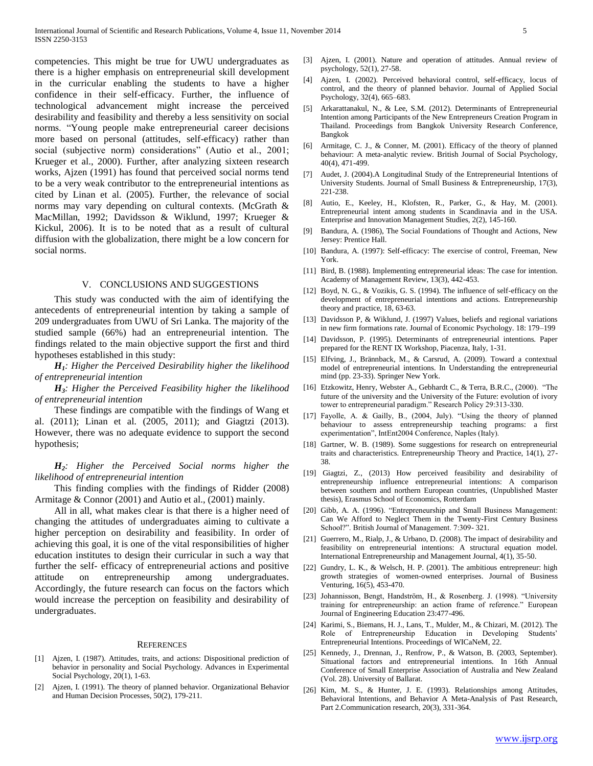competencies. This might be true for UWU undergraduates as there is a higher emphasis on entrepreneurial skill development in the curricular enabling the students to have a higher confidence in their self-efficacy. Further, the influence of technological advancement might increase the perceived desirability and feasibility and thereby a less sensitivity on social norms. "Young people make entrepreneurial career decisions more based on personal (attitudes, self-efficacy) rather than social (subjective norm) considerations" (Autio et al., 2001; Krueger et al., 2000). Further, after analyzing sixteen research works, Ajzen (1991) has found that perceived social norms tend to be a very weak contributor to the entrepreneurial intentions as cited by Linan et al. (2005). Further, the relevance of social norms may vary depending on cultural contexts. (McGrath & MacMillan, 1992; Davidsson & Wiklund, 1997; Krueger & Kickul, 2006). It is to be noted that as a result of cultural diffusion with the globalization, there might be a low concern for social norms.

## V. CONCLUSIONS AND SUGGESTIONS

This study was conducted with the aim of identifying the antecedents of entrepreneurial intention by taking a sample of 209 undergraduates from UWU of Sri Lanka. The majority of the studied sample (66%) had an entrepreneurial intention. The findings related to the main objective support the first and third hypotheses established in this study:

***H$_1$**: Higher the Perceived Desirability higher the likelihood of entrepreneurial intention*

***H$_3$**: Higher the Perceived Feasibility higher the likelihood of entrepreneurial intention*

These findings are compatible with the findings of Wang et al. (2011); Linan et al. (2005, 2011); and Giagtzi (2013). However, there was no adequate evidence to support the second hypothesis;

***H$_2$**: Higher the Perceived Social norms higher the likelihood of entrepreneurial intention*

This finding complies with the findings of Ridder (2008) Armitage & Connor (2001) and Autio et al., (2001) mainly.

All in all, what makes clear is that there is a higher need of changing the attitudes of undergraduates aiming to cultivate a higher perception on desirability and feasibility. In order of achieving this goal, it is one of the vital responsibilities of higher education institutes to design their curricular in such a way that further the self- efficacy of entrepreneurial actions and positive attitude on entrepreneurship among undergraduates. Accordingly, the future research can focus on the factors which would increase the perception on feasibility and desirability of undergraduates.

## REFERENCES

[1] Ajzen, I. (1987). Attitudes, traits, and actions: Dispositional prediction of behavior in personality and Social Psychology. Advances in Experimental Social Psychology, 20(1), 1-63.

[2] Ajzen, I. (1991). The theory of planned behavior. Organizational Behavior and Human Decision Processes, 50(2), 179-211.

[3] Ajzen, I. (2001). Nature and operation of attitudes. Annual review of psychology, 52(1), 27-58.

[4] Ajzen, I. (2002). Perceived behavioral control, self-efficacy, locus of control, and the theory of planned behavior. Journal of Applied Social Psychology, 32(4), 665–683.

[5] Arkarattanakul, N., & Lee, S.M. (2012). Determinants of Entrepreneurial Intention among Participants of the New Entrepreneurs Creation Program in Thailand. Proceedings from Bangkok University Research Conference, Bangkok

[6] Armitage, C. J., & Conner, M. (2001). Efficacy of the theory of planned behaviour: A meta-analytic review. British Journal of Social Psychology, 40(4), 471-499.

[7] Audet, J. (2004).A Longitudinal Study of the Entrepreneurial Intentions of University Students. Journal of Small Business & Entrepreneurship, 17(3), 221-238.

[8] Autio, E., Keeley, H., Klofsten, R., Parker, G., & Hay, M. (2001). Entrepreneurial intent among students in Scandinavia and in the USA. Enterprise and Innovation Management Studies, 2(2), 145-160.

[9] Bandura, A. (1986), The Social Foundations of Thought and Actions, New Jersey: Prentice Hall.

[10] Bandura, A. (1997): Self-efficacy: The exercise of control, Freeman, New York.

[11] Bird, B. (1988). Implementing entrepreneurial ideas: The case for intention. Academy of Management Review, 13(3), 442-453.

[12] Boyd, N. G., & Vozikis, G. S. (1994). The influence of self-efficacy on the development of entrepreneurial intentions and actions. Entrepreneurship theory and practice, 18, 63-63.

[13] Davidsson P, & Wiklund, J. (1997) Values, beliefs and regional variations in new firm formations rate. Journal of Economic Psychology. 18: 179–199

[14] Davidsson, P. (1995). Determinants of entrepreneurial intentions. Paper prepared for the RENT IX Workshop, Piacenza, Italy, 1-31.

[15] Elfving, J., Brännback, M., & Carsrud, A. (2009). Toward a contextual model of entrepreneurial intentions. In Understanding the entrepreneurial mind (pp. 23-33). Springer New York.

[16] Etzkowitz, Henry, Webster A., Gebhardt C., & Terra, B.R.C., (2000). "The future of the university and the University of the Future: evolution of ivory tower to entrepreneurial paradigm." Research Policy 29:313-330.

[17] Fayolle, A. & Gailly, B., (2004, July). "Using the theory of planned behaviour to assess entrepreneurship teaching programs: a first experimentation", IntEnt2004 Conference, Naples (Italy).

[18] Gartner, W. B. (1989). Some suggestions for research on entrepreneurial traits and characteristics. Entrepreneurship Theory and Practice, 14(1), 27-38.

[19] Giagtzi, Z., (2013) How perceived feasibility and desirability of entrepreneurship influence entrepreneurial intentions: A comparison between southern and northern European countries, (Unpublished Master thesis), Erasmus School of Economics, Rotterdam

[20] Gibb, A. A. (1996). "Entrepreneurship and Small Business Management: Can We Afford to Neglect Them in the Twenty-First Century Business School?". British Journal of Management. 7:309- 321.

[21] Guerrero, M., Rialp, J., & Urbano, D. (2008). The impact of desirability and feasibility on entrepreneurial intentions: A structural equation model. International Entrepreneurship and Management Journal, 4(1), 35-50.

[22] Gundry, L. K., & Welsch, H. P. (2001). The ambitious entrepreneur: high growth strategies of women-owned enterprises. Journal of Business Venturing, 16(5), 453-470.

[23] Johannisson, Bengt, Handström, H., & Rosenberg. J. (1998). "University training for entrepreneurship: an action frame of reference." European Journal of Engineering Education 23:477-496.

[24] Karimi, S., Biemans, H. J., Lans, T., Mulder, M., & Chizari, M. (2012). The Role of Entrepreneurship Education in Developing Students' Entrepreneurial Intentions. Proceedings of WICaNeM, 22.

[25] Kennedy, J., Drennan, J., Renfrow, P., & Watson, B. (2003, September). Situational factors and entrepreneurial intentions. In 16th Annual Conference of Small Enterprise Association of Australia and New Zealand (Vol. 28). University of Ballarat.

[26] Kim, M. S., & Hunter, J. E. (1993). Relationships among Attitudes, Behavioral Intentions, and Behavior A Meta-Analysis of Past Research, Part 2.Communication research, 20(3), 331-364.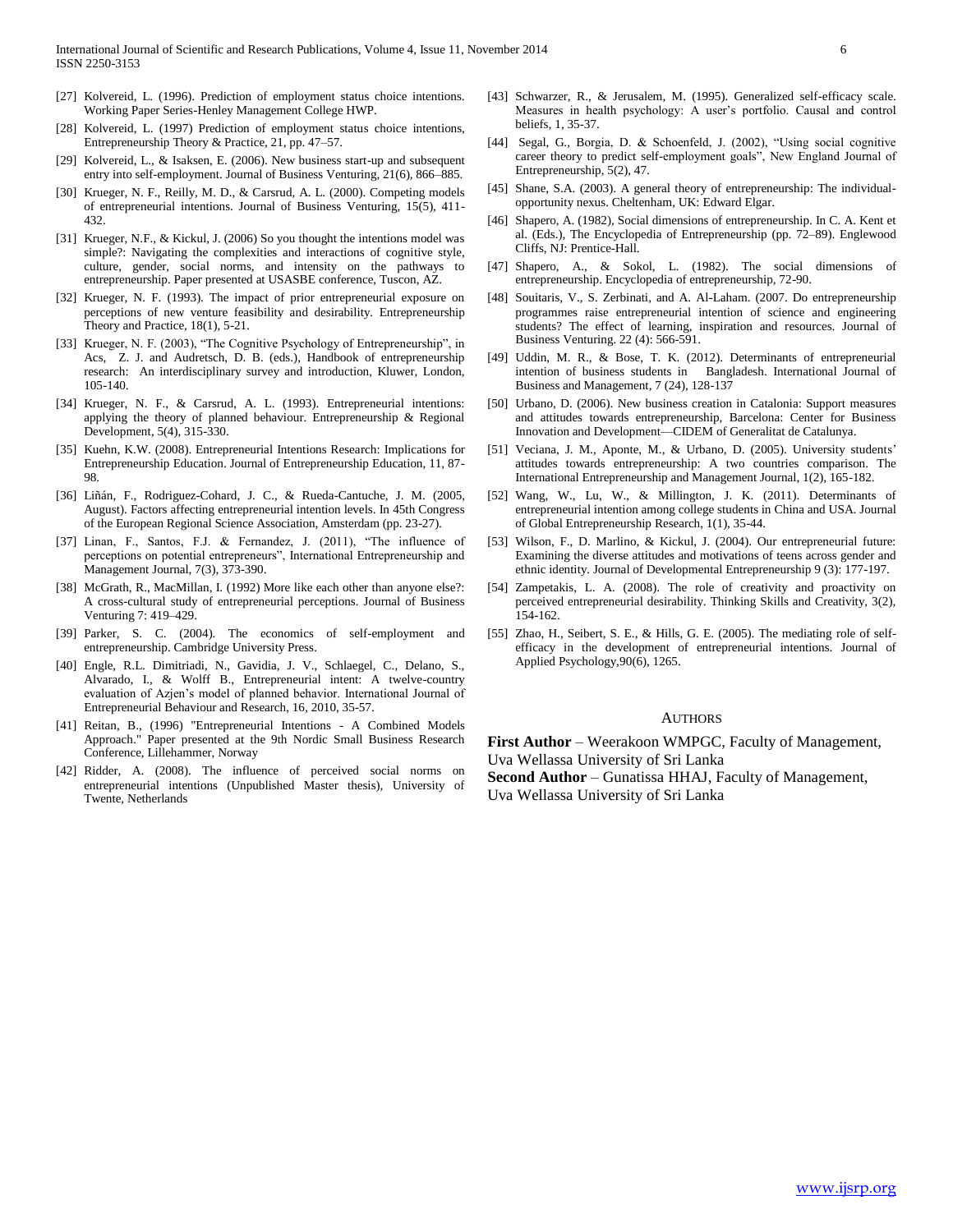[27] Kolvereid, L. (1996). Prediction of employment status choice intentions. Working Paper Series-Henley Management College HWP.

[28] Kolvereid, L. (1997) Prediction of employment status choice intentions, Entrepreneurship Theory & Practice, 21, pp. 47–57.

[29] Kolvereid, L., & Isaksen, E. (2006). New business start-up and subsequent entry into self-employment. Journal of Business Venturing, 21(6), 866–885.

[30] Krueger, N. F., Reilly, M. D., & Carsrud, A. L. (2000). Competing models of entrepreneurial intentions. Journal of Business Venturing, 15(5), 411-432.

[31] Krueger, N.F., & Kickul, J. (2006) So you thought the intentions model was simple?: Navigating the complexities and interactions of cognitive style, culture, gender, social norms, and intensity on the pathways to entrepreneurship. Paper presented at USASBE conference, Tuscon, AZ.

[32] Krueger, N. F. (1993). The impact of prior entrepreneurial exposure on perceptions of new venture feasibility and desirability. Entrepreneurship Theory and Practice, 18(1), 5-21.

[33] Krueger, N. F. (2003), "The Cognitive Psychology of Entrepreneurship", in Acs, Z. J. and Audretsch, D. B. (eds.), Handbook of entrepreneurship research: An interdisciplinary survey and introduction, Kluwer, London, 105-140.

[34] Krueger, N. F., & Carsrud, A. L. (1993). Entrepreneurial intentions: applying the theory of planned behaviour. Entrepreneurship & Regional Development, 5(4), 315-330.

[35] Kuehn, K.W. (2008). Entrepreneurial Intentions Research: Implications for Entrepreneurship Education. Journal of Entrepreneurship Education, 11, 87-98.

[36] Liñán, F., Rodriguez-Cohard, J. C., & Rueda-Cantuche, J. M. (2005, August). Factors affecting entrepreneurial intention levels. In 45th Congress of the European Regional Science Association, Amsterdam (pp. 23-27).

[37] Linan, F., Santos, F.J. & Fernandez, J. (2011), "The influence of perceptions on potential entrepreneurs", International Entrepreneurship and Management Journal, 7(3), 373-390.

[38] McGrath, R., MacMillan, I. (1992) More like each other than anyone else?: A cross-cultural study of entrepreneurial perceptions. Journal of Business Venturing 7: 419–429.

[39] Parker, S. C. (2004). The economics of self-employment and entrepreneurship. Cambridge University Press.

[40] Engle, R.L. Dimitriadi, N., Gavidia, J. V., Schlaegel, C., Delano, S., Alvarado, I., & Wolff B., Entrepreneurial intent: A twelve-country evaluation of Azjen's model of planned behavior. International Journal of Entrepreneurial Behaviour and Research, 16, 2010, 35-57.

[41] Reitan, B., (1996) "Entrepreneurial Intentions - A Combined Models Approach." Paper presented at the 9th Nordic Small Business Research Conference, Lillehammer, Norway

[42] Ridder, A. (2008). The influence of perceived social norms on entrepreneurial intentions (Unpublished Master thesis), University of Twente, Netherlands

[43] Schwarzer, R., & Jerusalem, M. (1995). Generalized self-efficacy scale. Measures in health psychology: A user's portfolio. Causal and control beliefs, 1, 35-37.

[44] Segal, G., Borgia, D. & Schoenfeld, J. (2002), "Using social cognitive career theory to predict self-employment goals", New England Journal of Entrepreneurship, 5(2), 47.

[45] Shane, S.A. (2003). A general theory of entrepreneurship: The individual-opportunity nexus. Cheltenham, UK: Edward Elgar.

[46] Shapero, A. (1982), Social dimensions of entrepreneurship. In C. A. Kent et al. (Eds.), The Encyclopedia of Entrepreneurship (pp. 72–89). Englewood Cliffs, NJ: Prentice-Hall.

[47] Shapero, A., & Sokol, L. (1982). The social dimensions of entrepreneurship. Encyclopedia of entrepreneurship, 72-90.

[48] Souitaris, V., S. Zerbinati, and A. Al-Laham. (2007. Do entrepreneurship programmes raise entrepreneurial intention of science and engineering students? The effect of learning, inspiration and resources. Journal of Business Venturing. 22 (4): 566-591.

[49] Uddin, M. R., & Bose, T. K. (2012). Determinants of entrepreneurial intention of business students in Bangladesh. International Journal of Business and Management, 7 (24), 128-137

[50] Urbano, D. (2006). New business creation in Catalonia: Support measures and attitudes towards entrepreneurship, Barcelona: Center for Business Innovation and Development—CIDEM of Generalitat de Catalunya.

[51] Veciana, J. M., Aponte, M., & Urbano, D. (2005). University students' attitudes towards entrepreneurship: A two countries comparison. The International Entrepreneurship and Management Journal, 1(2), 165-182.

[52] Wang, W., Lu, W., & Millington, J. K. (2011). Determinants of entrepreneurial intention among college students in China and USA. Journal of Global Entrepreneurship Research, 1(1), 35-44.

[53] Wilson, F., D. Marlino, & Kickul, J. (2004). Our entrepreneurial future: Examining the diverse attitudes and motivations of teens across gender and ethnic identity. Journal of Developmental Entrepreneurship 9 (3): 177-197.

[54] Zampetakis, L. A. (2008). The role of creativity and proactivity on perceived entrepreneurial desirability. Thinking Skills and Creativity, 3(2), 154-162.

[55] Zhao, H., Seibert, S. E., & Hills, G. E. (2005). The mediating role of self-efficacy in the development of entrepreneurial intentions. Journal of Applied Psychology,90(6), 1265.

## AUTHORS

**First Author** – Weerakoon WMPGC, Faculty of Management, Uva Wellassa University of Sri Lanka

**Second Author** – Gunatissa HHAJ, Faculty of Management, Uva Wellassa University of Sri Lanka